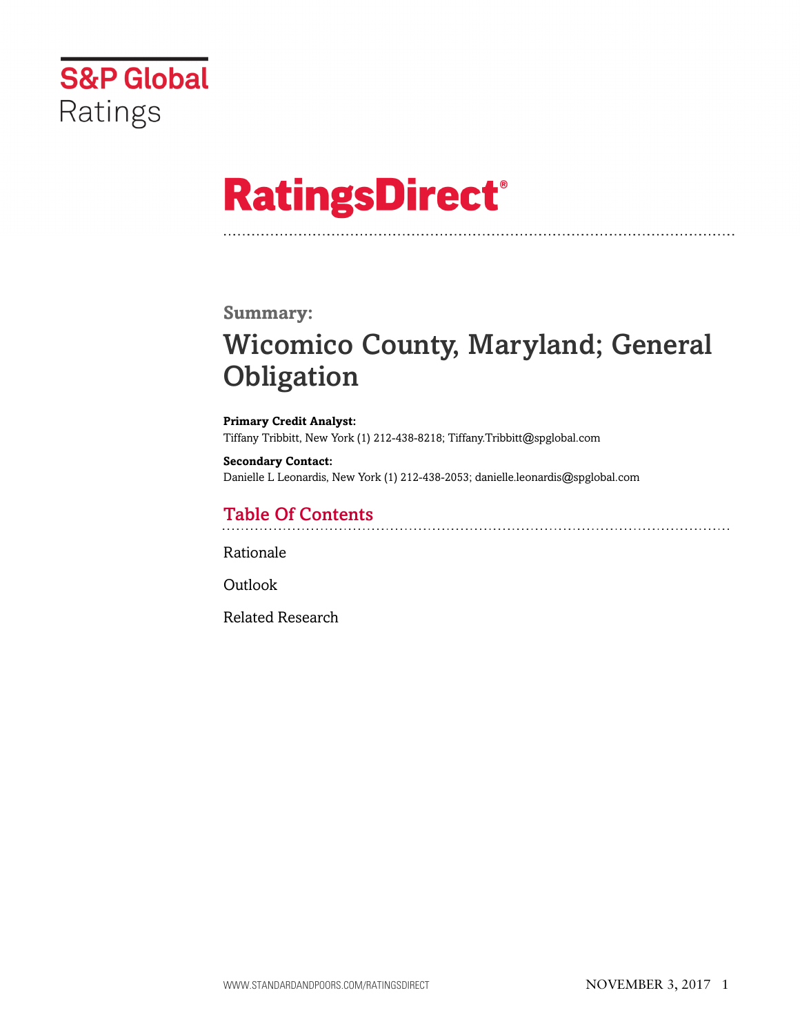S&P Global Ratings

# RatingsDirect®

**Summary:**

## Wicomico County, Maryland; General Obligation

**Primary Credit Analyst:**
Tiffany Tribbitt, New York (1) 212-438-8218; Tiffany.Tribbitt@spglobal.com

**Secondary Contact:**
Danielle L Leonardis, New York (1) 212-438-2053; danielle.leonardis@spglobal.com

### Table Of Contents

Rationale

Outlook

Related Research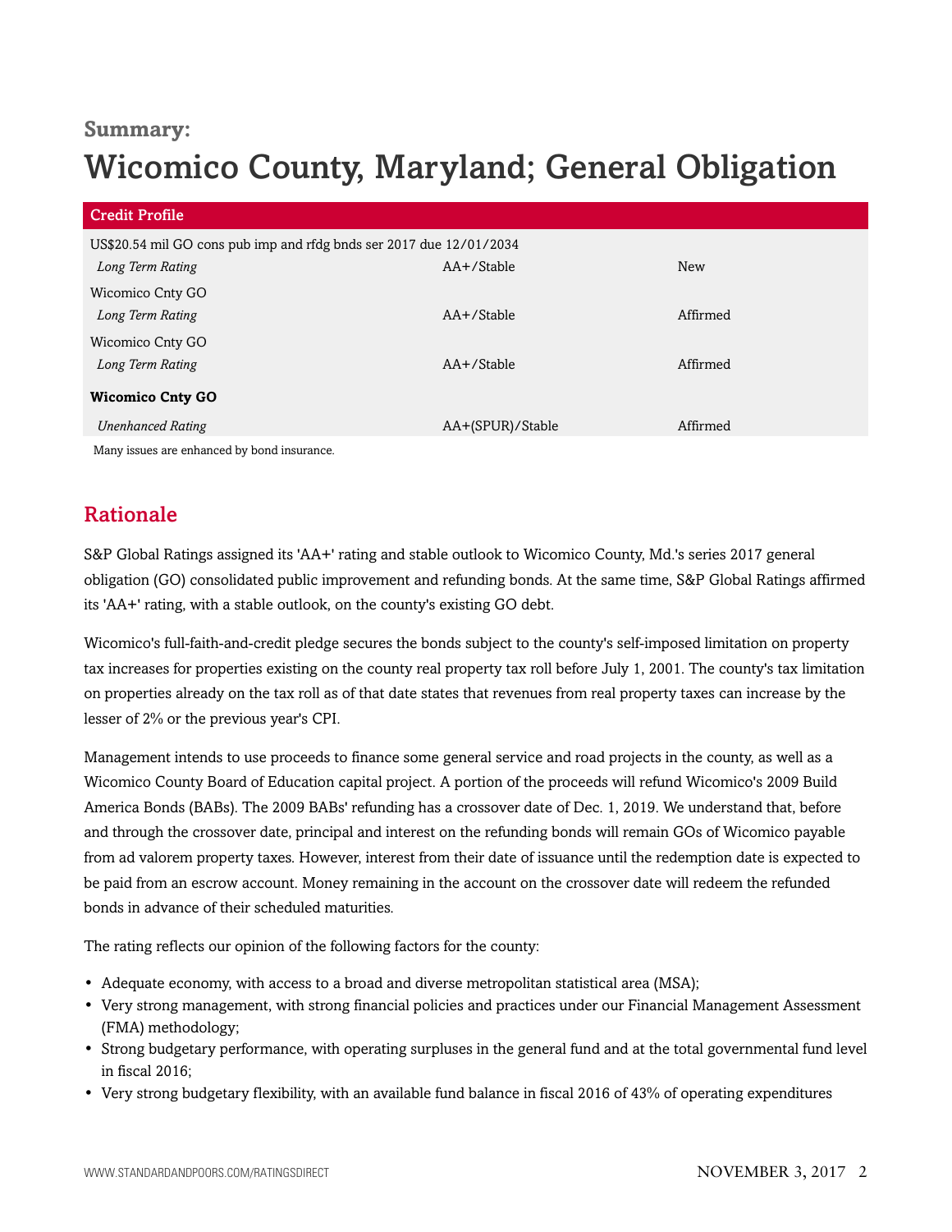**Summary:**

# Wicomico County, Maryland; General Obligation

| Credit Profile | | |
|---|---|---|
| US$20.54 mil GO cons pub imp and rfdg bnds ser 2017 due 12/01/2034 | | |
| *Long Term Rating* | AA+/Stable | New |
| Wicomico Cnty GO | | |
| *Long Term Rating* | AA+/Stable | Affirmed |
| Wicomico Cnty GO | | |
| *Long Term Rating* | AA+/Stable | Affirmed |
| **Wicomico Cnty GO** | | |
| *Unenhanced Rating* | AA+(SPUR)/Stable | Affirmed |

Many issues are enhanced by bond insurance.

## Rationale

S&P Global Ratings assigned its 'AA+' rating and stable outlook to Wicomico County, Md.'s series 2017 general obligation (GO) consolidated public improvement and refunding bonds. At the same time, S&P Global Ratings affirmed its 'AA+' rating, with a stable outlook, on the county's existing GO debt.

Wicomico's full-faith-and-credit pledge secures the bonds subject to the county's self-imposed limitation on property tax increases for properties existing on the county real property tax roll before July 1, 2001. The county's tax limitation on properties already on the tax roll as of that date states that revenues from real property taxes can increase by the lesser of 2% or the previous year's CPI.

Management intends to use proceeds to finance some general service and road projects in the county, as well as a Wicomico County Board of Education capital project. A portion of the proceeds will refund Wicomico's 2009 Build America Bonds (BABs). The 2009 BABs' refunding has a crossover date of Dec. 1, 2019. We understand that, before and through the crossover date, principal and interest on the refunding bonds will remain GOs of Wicomico payable from ad valorem property taxes. However, interest from their date of issuance until the redemption date is expected to be paid from an escrow account. Money remaining in the account on the crossover date will redeem the refunded bonds in advance of their scheduled maturities.

The rating reflects our opinion of the following factors for the county:

- Adequate economy, with access to a broad and diverse metropolitan statistical area (MSA);
- Very strong management, with strong financial policies and practices under our Financial Management Assessment (FMA) methodology;
- Strong budgetary performance, with operating surpluses in the general fund and at the total governmental fund level in fiscal 2016;
- Very strong budgetary flexibility, with an available fund balance in fiscal 2016 of 43% of operating expenditures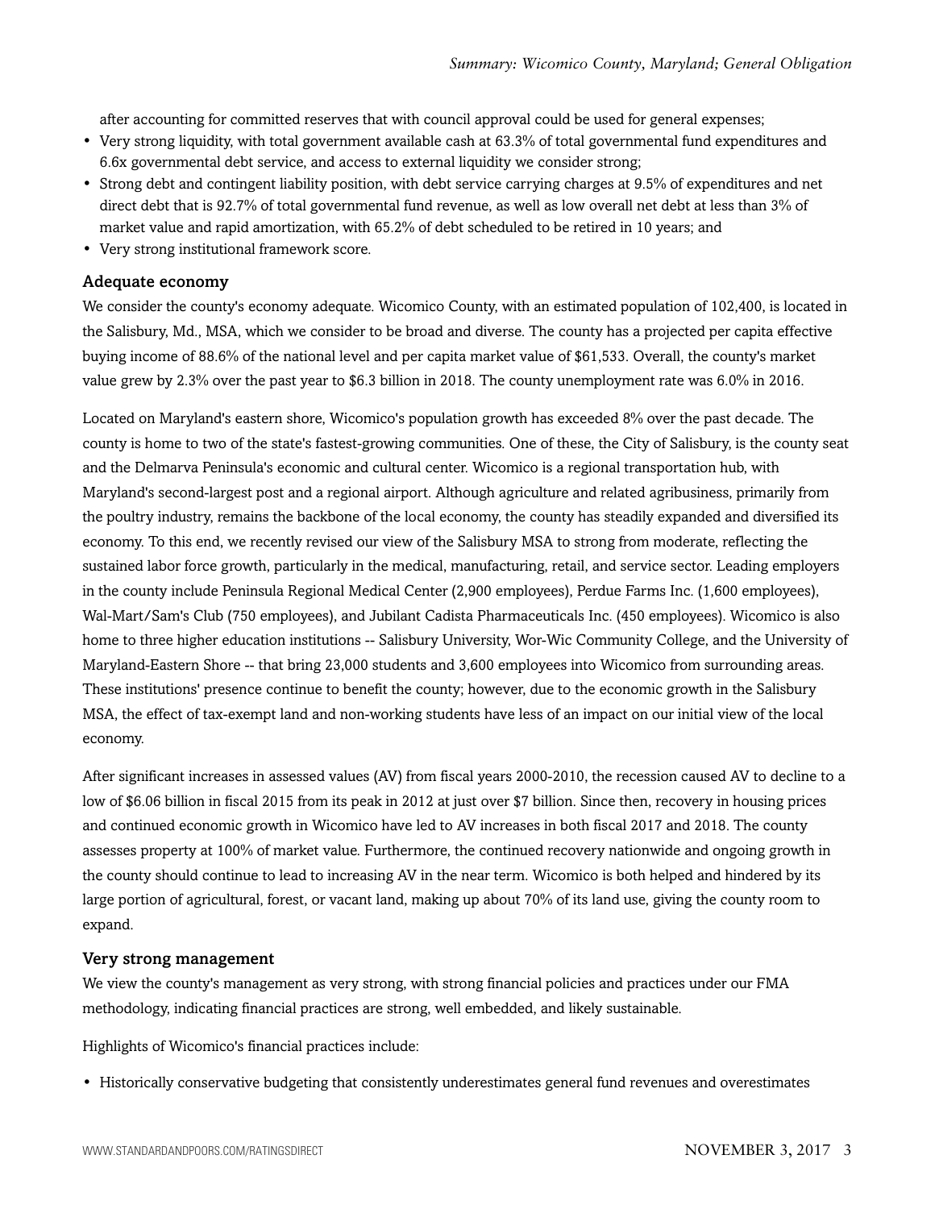after accounting for committed reserves that with council approval could be used for general expenses;

- Very strong liquidity, with total government available cash at 63.3% of total governmental fund expenditures and 6.6x governmental debt service, and access to external liquidity we consider strong;
- Strong debt and contingent liability position, with debt service carrying charges at 9.5% of expenditures and net direct debt that is 92.7% of total governmental fund revenue, as well as low overall net debt at less than 3% of market value and rapid amortization, with 65.2% of debt scheduled to be retired in 10 years; and
- Very strong institutional framework score.

### Adequate economy

We consider the county's economy adequate. Wicomico County, with an estimated population of 102,400, is located in the Salisbury, Md., MSA, which we consider to be broad and diverse. The county has a projected per capita effective buying income of 88.6% of the national level and per capita market value of $61,533. Overall, the county's market value grew by 2.3% over the past year to $6.3 billion in 2018. The county unemployment rate was 6.0% in 2016.

Located on Maryland's eastern shore, Wicomico's population growth has exceeded 8% over the past decade. The county is home to two of the state's fastest-growing communities. One of these, the City of Salisbury, is the county seat and the Delmarva Peninsula's economic and cultural center. Wicomico is a regional transportation hub, with Maryland's second-largest post and a regional airport. Although agriculture and related agribusiness, primarily from the poultry industry, remains the backbone of the local economy, the county has steadily expanded and diversified its economy. To this end, we recently revised our view of the Salisbury MSA to strong from moderate, reflecting the sustained labor force growth, particularly in the medical, manufacturing, retail, and service sector. Leading employers in the county include Peninsula Regional Medical Center (2,900 employees), Perdue Farms Inc. (1,600 employees), Wal-Mart/Sam's Club (750 employees), and Jubilant Cadista Pharmaceuticals Inc. (450 employees). Wicomico is also home to three higher education institutions -- Salisbury University, Wor-Wic Community College, and the University of Maryland-Eastern Shore -- that bring 23,000 students and 3,600 employees into Wicomico from surrounding areas. These institutions' presence continue to benefit the county; however, due to the economic growth in the Salisbury MSA, the effect of tax-exempt land and non-working students have less of an impact on our initial view of the local economy.

After significant increases in assessed values (AV) from fiscal years 2000-2010, the recession caused AV to decline to a low of $6.06 billion in fiscal 2015 from its peak in 2012 at just over $7 billion. Since then, recovery in housing prices and continued economic growth in Wicomico have led to AV increases in both fiscal 2017 and 2018. The county assesses property at 100% of market value. Furthermore, the continued recovery nationwide and ongoing growth in the county should continue to lead to increasing AV in the near term. Wicomico is both helped and hindered by its large portion of agricultural, forest, or vacant land, making up about 70% of its land use, giving the county room to expand.

### Very strong management

We view the county's management as very strong, with strong financial policies and practices under our FMA methodology, indicating financial practices are strong, well embedded, and likely sustainable.

Highlights of Wicomico's financial practices include:

- Historically conservative budgeting that consistently underestimates general fund revenues and overestimates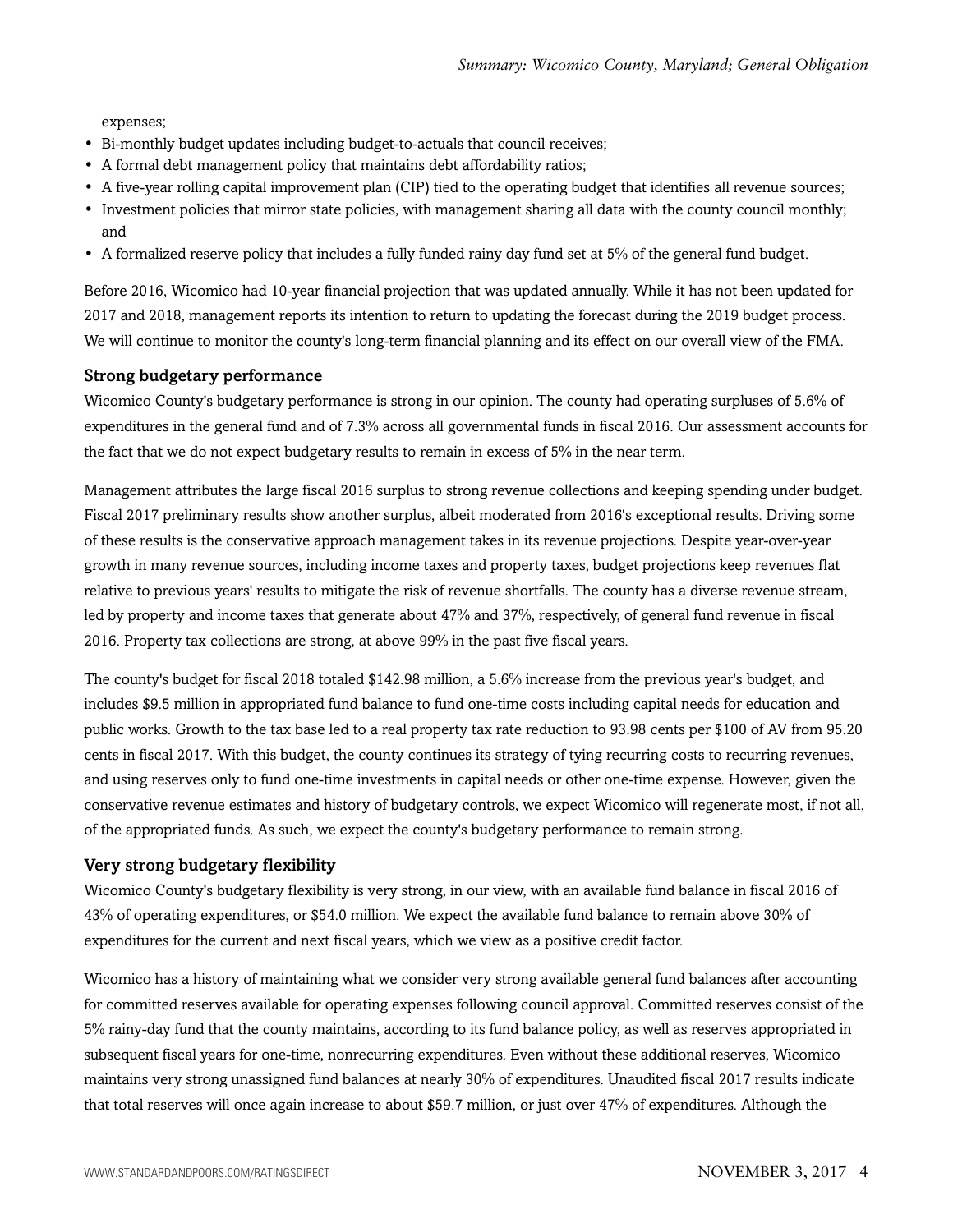expenses;

- Bi-monthly budget updates including budget-to-actuals that council receives;
- A formal debt management policy that maintains debt affordability ratios;
- A five-year rolling capital improvement plan (CIP) tied to the operating budget that identifies all revenue sources;
- Investment policies that mirror state policies, with management sharing all data with the county council monthly; and
- A formalized reserve policy that includes a fully funded rainy day fund set at 5% of the general fund budget.

Before 2016, Wicomico had 10-year financial projection that was updated annually. While it has not been updated for 2017 and 2018, management reports its intention to return to updating the forecast during the 2019 budget process. We will continue to monitor the county's long-term financial planning and its effect on our overall view of the FMA.

### Strong budgetary performance

Wicomico County's budgetary performance is strong in our opinion. The county had operating surpluses of 5.6% of expenditures in the general fund and of 7.3% across all governmental funds in fiscal 2016. Our assessment accounts for the fact that we do not expect budgetary results to remain in excess of 5% in the near term.

Management attributes the large fiscal 2016 surplus to strong revenue collections and keeping spending under budget. Fiscal 2017 preliminary results show another surplus, albeit moderated from 2016's exceptional results. Driving some of these results is the conservative approach management takes in its revenue projections. Despite year-over-year growth in many revenue sources, including income taxes and property taxes, budget projections keep revenues flat relative to previous years' results to mitigate the risk of revenue shortfalls. The county has a diverse revenue stream, led by property and income taxes that generate about 47% and 37%, respectively, of general fund revenue in fiscal 2016. Property tax collections are strong, at above 99% in the past five fiscal years.

The county's budget for fiscal 2018 totaled $142.98 million, a 5.6% increase from the previous year's budget, and includes $9.5 million in appropriated fund balance to fund one-time costs including capital needs for education and public works. Growth to the tax base led to a real property tax rate reduction to 93.98 cents per $100 of AV from 95.20 cents in fiscal 2017. With this budget, the county continues its strategy of tying recurring costs to recurring revenues, and using reserves only to fund one-time investments in capital needs or other one-time expense. However, given the conservative revenue estimates and history of budgetary controls, we expect Wicomico will regenerate most, if not all, of the appropriated funds. As such, we expect the county's budgetary performance to remain strong.

### Very strong budgetary flexibility

Wicomico County's budgetary flexibility is very strong, in our view, with an available fund balance in fiscal 2016 of 43% of operating expenditures, or $54.0 million. We expect the available fund balance to remain above 30% of expenditures for the current and next fiscal years, which we view as a positive credit factor.

Wicomico has a history of maintaining what we consider very strong available general fund balances after accounting for committed reserves available for operating expenses following council approval. Committed reserves consist of the 5% rainy-day fund that the county maintains, according to its fund balance policy, as well as reserves appropriated in subsequent fiscal years for one-time, nonrecurring expenditures. Even without these additional reserves, Wicomico maintains very strong unassigned fund balances at nearly 30% of expenditures. Unaudited fiscal 2017 results indicate that total reserves will once again increase to about $59.7 million, or just over 47% of expenditures. Although the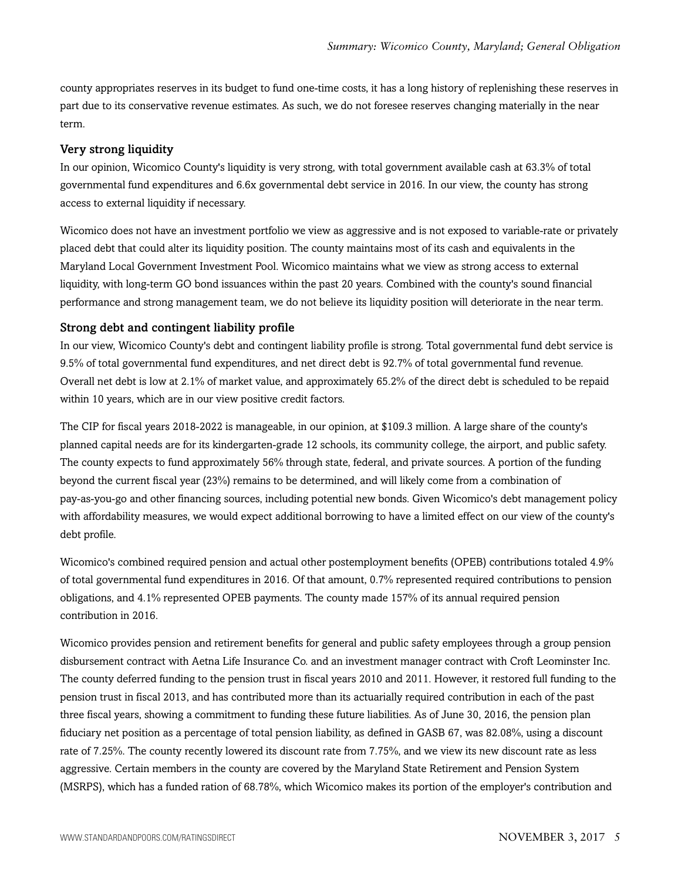county appropriates reserves in its budget to fund one-time costs, it has a long history of replenishing these reserves in part due to its conservative revenue estimates. As such, we do not foresee reserves changing materially in the near term.

### Very strong liquidity

In our opinion, Wicomico County's liquidity is very strong, with total government available cash at 63.3% of total governmental fund expenditures and 6.6x governmental debt service in 2016. In our view, the county has strong access to external liquidity if necessary.

Wicomico does not have an investment portfolio we view as aggressive and is not exposed to variable-rate or privately placed debt that could alter its liquidity position. The county maintains most of its cash and equivalents in the Maryland Local Government Investment Pool. Wicomico maintains what we view as strong access to external liquidity, with long-term GO bond issuances within the past 20 years. Combined with the county's sound financial performance and strong management team, we do not believe its liquidity position will deteriorate in the near term.

### Strong debt and contingent liability profile

In our view, Wicomico County's debt and contingent liability profile is strong. Total governmental fund debt service is 9.5% of total governmental fund expenditures, and net direct debt is 92.7% of total governmental fund revenue. Overall net debt is low at 2.1% of market value, and approximately 65.2% of the direct debt is scheduled to be repaid within 10 years, which are in our view positive credit factors.

The CIP for fiscal years 2018-2022 is manageable, in our opinion, at $109.3 million. A large share of the county's planned capital needs are for its kindergarten-grade 12 schools, its community college, the airport, and public safety. The county expects to fund approximately 56% through state, federal, and private sources. A portion of the funding beyond the current fiscal year (23%) remains to be determined, and will likely come from a combination of pay-as-you-go and other financing sources, including potential new bonds. Given Wicomico's debt management policy with affordability measures, we would expect additional borrowing to have a limited effect on our view of the county's debt profile.

Wicomico's combined required pension and actual other postemployment benefits (OPEB) contributions totaled 4.9% of total governmental fund expenditures in 2016. Of that amount, 0.7% represented required contributions to pension obligations, and 4.1% represented OPEB payments. The county made 157% of its annual required pension contribution in 2016.

Wicomico provides pension and retirement benefits for general and public safety employees through a group pension disbursement contract with Aetna Life Insurance Co. and an investment manager contract with Croft Leominster Inc. The county deferred funding to the pension trust in fiscal years 2010 and 2011. However, it restored full funding to the pension trust in fiscal 2013, and has contributed more than its actuarially required contribution in each of the past three fiscal years, showing a commitment to funding these future liabilities. As of June 30, 2016, the pension plan fiduciary net position as a percentage of total pension liability, as defined in GASB 67, was 82.08%, using a discount rate of 7.25%. The county recently lowered its discount rate from 7.75%, and we view its new discount rate as less aggressive. Certain members in the county are covered by the Maryland State Retirement and Pension System (MSRPS), which has a funded ration of 68.78%, which Wicomico makes its portion of the employer's contribution and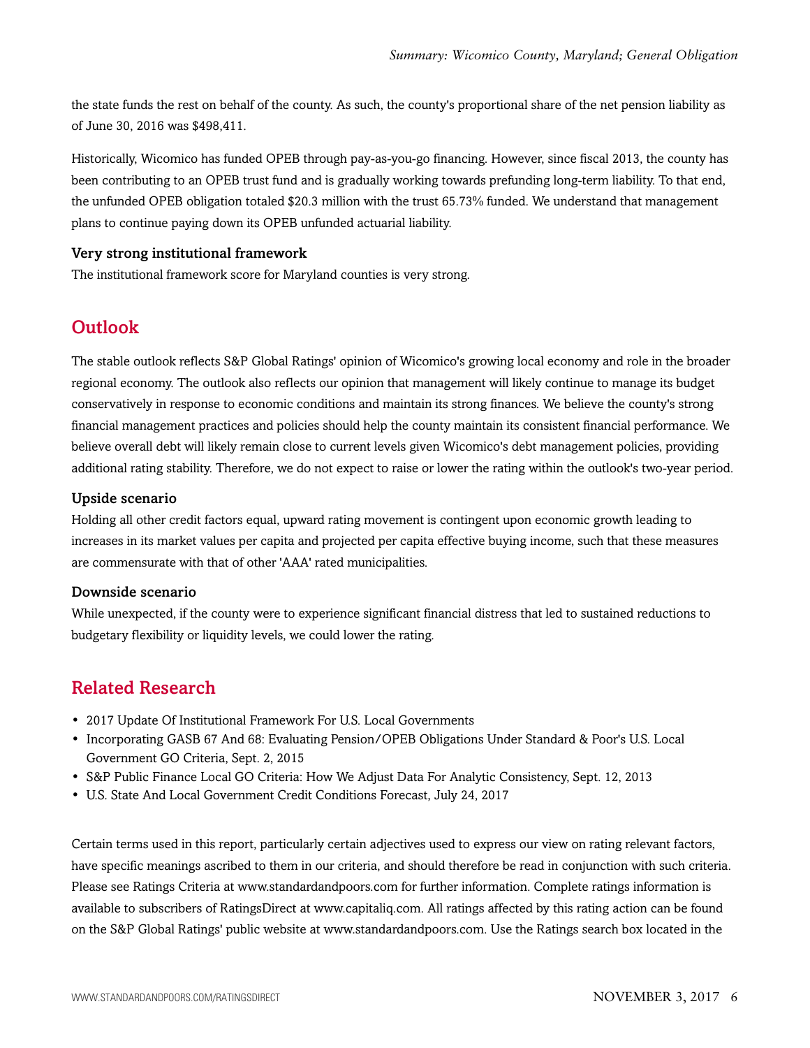the state funds the rest on behalf of the county. As such, the county's proportional share of the net pension liability as of June 30, 2016 was $498,411.

Historically, Wicomico has funded OPEB through pay-as-you-go financing. However, since fiscal 2013, the county has been contributing to an OPEB trust fund and is gradually working towards prefunding long-term liability. To that end, the unfunded OPEB obligation totaled $20.3 million with the trust 65.73% funded. We understand that management plans to continue paying down its OPEB unfunded actuarial liability.

### Very strong institutional framework

The institutional framework score for Maryland counties is very strong.

## Outlook

The stable outlook reflects S&P Global Ratings' opinion of Wicomico's growing local economy and role in the broader regional economy. The outlook also reflects our opinion that management will likely continue to manage its budget conservatively in response to economic conditions and maintain its strong finances. We believe the county's strong financial management practices and policies should help the county maintain its consistent financial performance. We believe overall debt will likely remain close to current levels given Wicomico's debt management policies, providing additional rating stability. Therefore, we do not expect to raise or lower the rating within the outlook's two-year period.

### Upside scenario

Holding all other credit factors equal, upward rating movement is contingent upon economic growth leading to increases in its market values per capita and projected per capita effective buying income, such that these measures are commensurate with that of other 'AAA' rated municipalities.

### Downside scenario

While unexpected, if the county were to experience significant financial distress that led to sustained reductions to budgetary flexibility or liquidity levels, we could lower the rating.

## Related Research

- 2017 Update Of Institutional Framework For U.S. Local Governments
- Incorporating GASB 67 And 68: Evaluating Pension/OPEB Obligations Under Standard & Poor's U.S. Local Government GO Criteria, Sept. 2, 2015
- S&P Public Finance Local GO Criteria: How We Adjust Data For Analytic Consistency, Sept. 12, 2013
- U.S. State And Local Government Credit Conditions Forecast, July 24, 2017

Certain terms used in this report, particularly certain adjectives used to express our view on rating relevant factors, have specific meanings ascribed to them in our criteria, and should therefore be read in conjunction with such criteria. Please see Ratings Criteria at www.standardandpoors.com for further information. Complete ratings information is available to subscribers of RatingsDirect at www.capitaliq.com. All ratings affected by this rating action can be found on the S&P Global Ratings' public website at www.standardandpoors.com. Use the Ratings search box located in the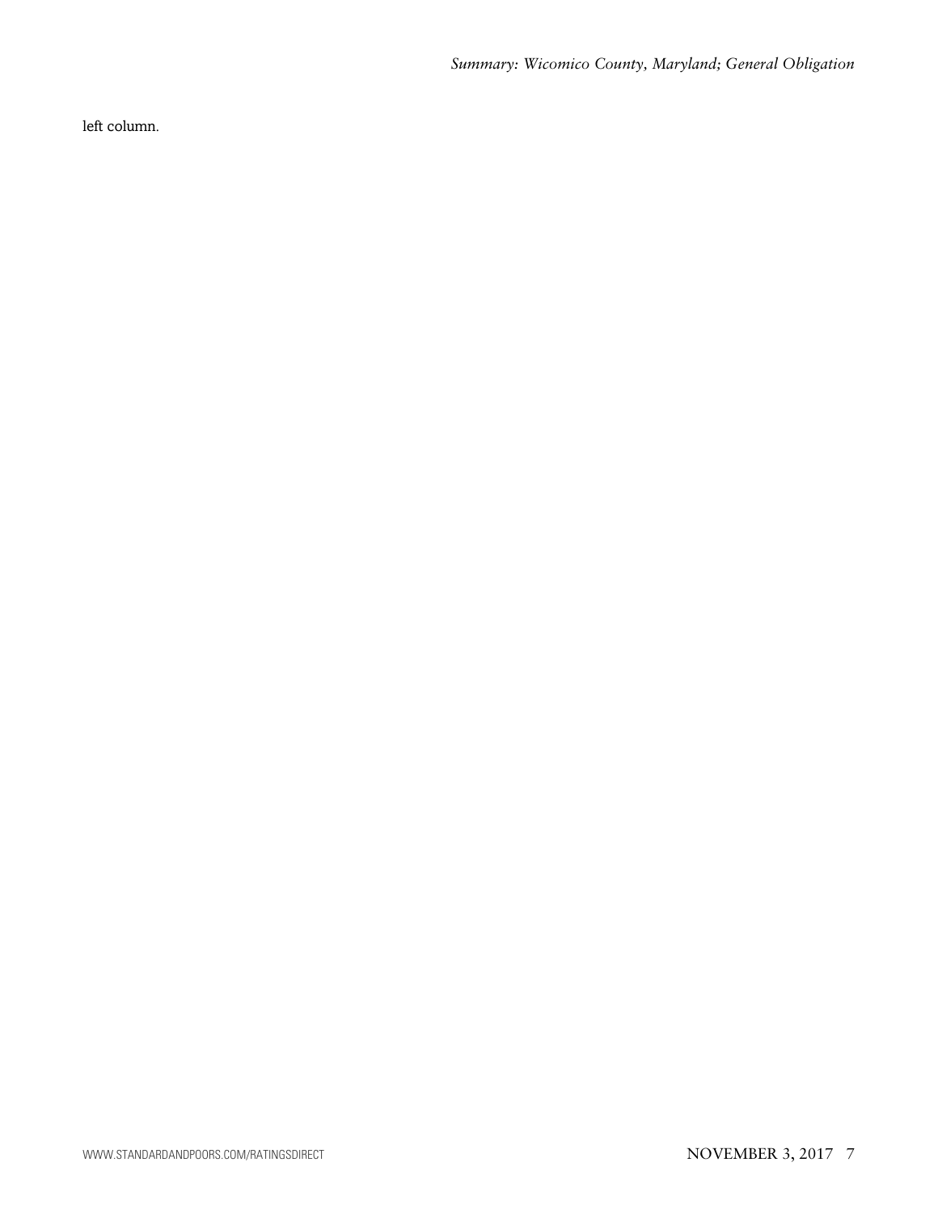left column.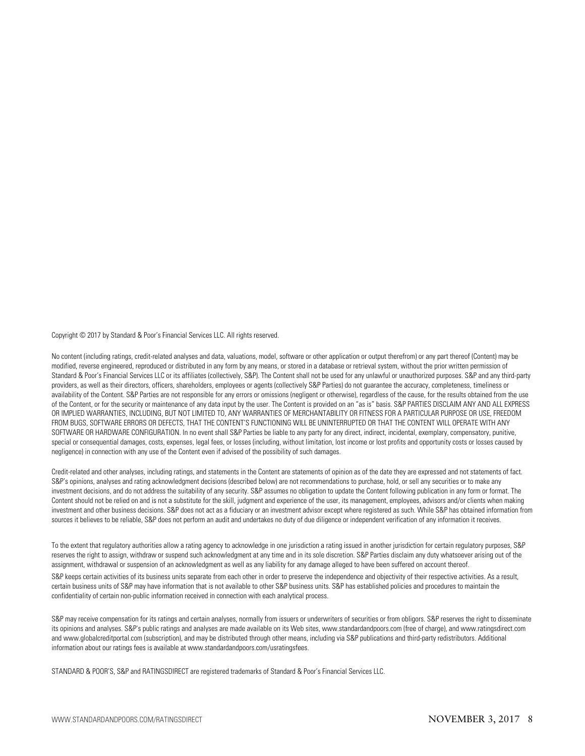Copyright © 2017 by Standard & Poor's Financial Services LLC. All rights reserved.

No content (including ratings, credit-related analyses and data, valuations, model, software or other application or output therefrom) or any part thereof (Content) may be modified, reverse engineered, reproduced or distributed in any form by any means, or stored in a database or retrieval system, without the prior written permission of Standard & Poor's Financial Services LLC or its affiliates (collectively, S&P). The Content shall not be used for any unlawful or unauthorized purposes. S&P and any third-party providers, as well as their directors, officers, shareholders, employees or agents (collectively S&P Parties) do not guarantee the accuracy, completeness, timeliness or availability of the Content. S&P Parties are not responsible for any errors or omissions (negligent or otherwise), regardless of the cause, for the results obtained from the use of the Content, or for the security or maintenance of any data input by the user. The Content is provided on an "as is" basis. S&P PARTIES DISCLAIM ANY AND ALL EXPRESS OR IMPLIED WARRANTIES, INCLUDING, BUT NOT LIMITED TO, ANY WARRANTIES OF MERCHANTABILITY OR FITNESS FOR A PARTICULAR PURPOSE OR USE, FREEDOM FROM BUGS, SOFTWARE ERRORS OR DEFECTS, THAT THE CONTENT'S FUNCTIONING WILL BE UNINTERRUPTED OR THAT THE CONTENT WILL OPERATE WITH ANY SOFTWARE OR HARDWARE CONFIGURATION. In no event shall S&P Parties be liable to any party for any direct, indirect, incidental, exemplary, compensatory, punitive, special or consequential damages, costs, expenses, legal fees, or losses (including, without limitation, lost income or lost profits and opportunity costs or losses caused by negligence) in connection with any use of the Content even if advised of the possibility of such damages.

Credit-related and other analyses, including ratings, and statements in the Content are statements of opinion as of the date they are expressed and not statements of fact. S&P's opinions, analyses and rating acknowledgment decisions (described below) are not recommendations to purchase, hold, or sell any securities or to make any investment decisions, and do not address the suitability of any security. S&P assumes no obligation to update the Content following publication in any form or format. The Content should not be relied on and is not a substitute for the skill, judgment and experience of the user, its management, employees, advisors and/or clients when making investment and other business decisions. S&P does not act as a fiduciary or an investment advisor except where registered as such. While S&P has obtained information from sources it believes to be reliable, S&P does not perform an audit and undertakes no duty of due diligence or independent verification of any information it receives.

To the extent that regulatory authorities allow a rating agency to acknowledge in one jurisdiction a rating issued in another jurisdiction for certain regulatory purposes, S&P reserves the right to assign, withdraw or suspend such acknowledgment at any time and in its sole discretion. S&P Parties disclaim any duty whatsoever arising out of the assignment, withdrawal or suspension of an acknowledgment as well as any liability for any damage alleged to have been suffered on account thereof.

S&P keeps certain activities of its business units separate from each other in order to preserve the independence and objectivity of their respective activities. As a result, certain business units of S&P may have information that is not available to other S&P business units. S&P has established policies and procedures to maintain the confidentiality of certain non-public information received in connection with each analytical process.

S&P may receive compensation for its ratings and certain analyses, normally from issuers or underwriters of securities or from obligors. S&P reserves the right to disseminate its opinions and analyses. S&P's public ratings and analyses are made available on its Web sites, www.standardandpoors.com (free of charge), and www.ratingsdirect.com and www.globalcreditportal.com (subscription), and may be distributed through other means, including via S&P publications and third-party redistributors. Additional information about our ratings fees is available at www.standardandpoors.com/usratingsfees.

STANDARD & POOR'S, S&P and RATINGSDIRECT are registered trademarks of Standard & Poor's Financial Services LLC.